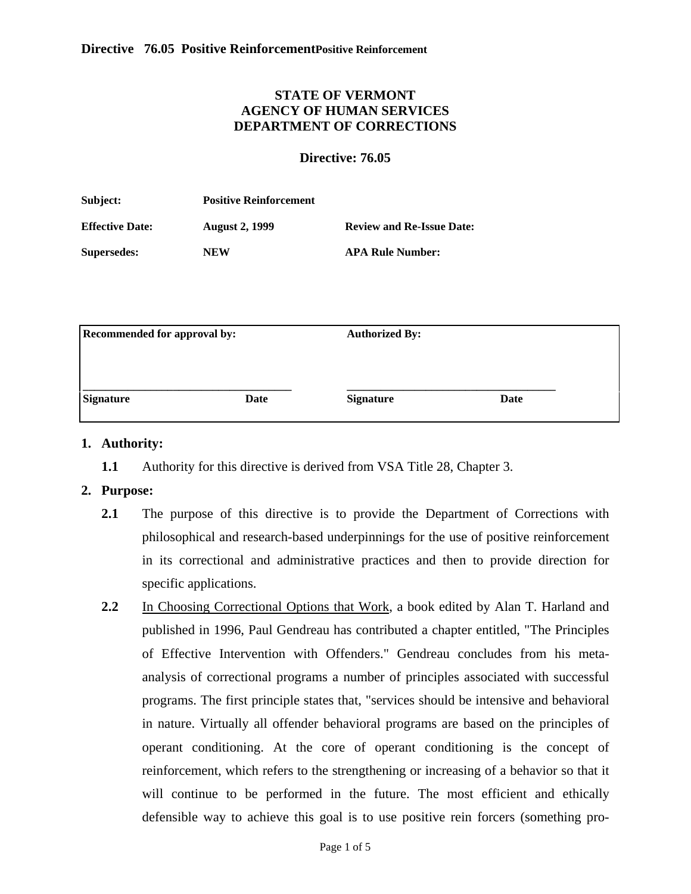**STATE OF VERMONT**
**AGENCY OF HUMAN SERVICES**
**DEPARTMENT OF CORRECTIONS**

**Directive: 76.05**

| | | | |
|---|---|---|---|
| **Subject:** | **Positive Reinforcement** | | |
| **Effective Date:** | **August 2, 1999** | **Review and Re-Issue Date:** | |
| **Supersedes:** | **NEW** | **APA Rule Number:** | |

| **Recommended for approval by:** | | **Authorized By:** | |
|---|---|---|---|
| \_\_\_\_\_\_\_\_\_\_\_\_\_\_\_\_\_\_\_\_\_\_\_\_\_\_\_\_\_\_\_\_\_\_ | | \_\_\_\_\_\_\_\_\_\_\_\_\_\_\_\_\_\_\_\_\_\_\_\_\_\_\_\_\_\_\_\_\_\_ | |
| **Signature** | **Date** | **Signature** | **Date** |

## 1. Authority:

**1.1** Authority for this directive is derived from VSA Title 28, Chapter 3.

## 2. Purpose:

**2.1** The purpose of this directive is to provide the Department of Corrections with philosophical and research-based underpinnings for the use of positive reinforcement in its correctional and administrative practices and then to provide direction for specific applications.

**2.2** In Choosing Correctional Options that Work, a book edited by Alan T. Harland and published in 1996, Paul Gendreau has contributed a chapter entitled, "The Principles of Effective Intervention with Offenders." Gendreau concludes from his meta-analysis of correctional programs a number of principles associated with successful programs. The first principle states that, "services should be intensive and behavioral in nature. Virtually all offender behavioral programs are based on the principles of operant conditioning. At the core of operant conditioning is the concept of reinforcement, which refers to the strengthening or increasing of a behavior so that it will continue to be performed in the future. The most efficient and ethically defensible way to achieve this goal is to use positive rein forcers (something pro-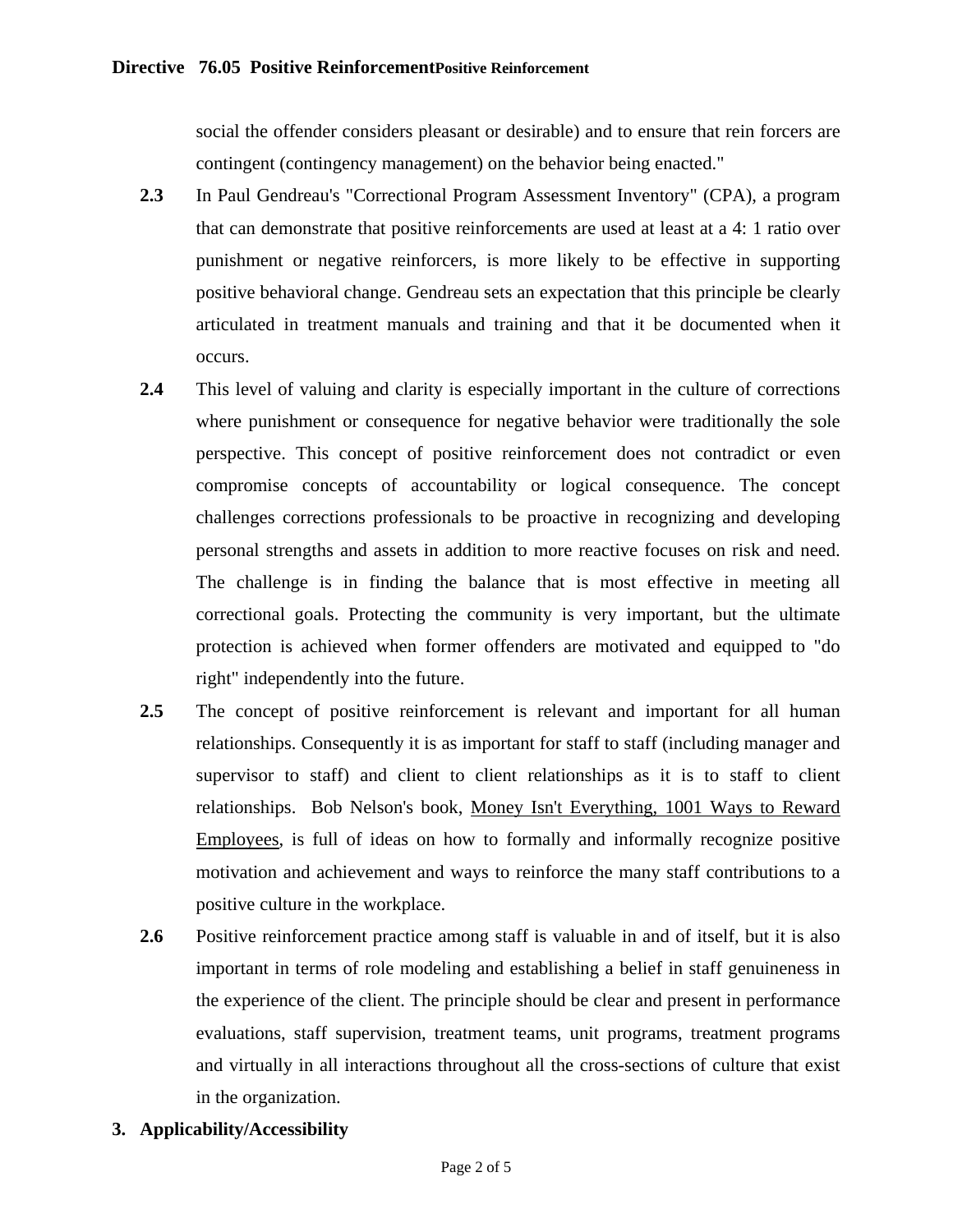social the offender considers pleasant or desirable) and to ensure that rein forcers are contingent (contingency management) on the behavior being enacted."

**2.3** In Paul Gendreau's "Correctional Program Assessment Inventory" (CPA), a program that can demonstrate that positive reinforcements are used at least at a 4: 1 ratio over punishment or negative reinforcers, is more likely to be effective in supporting positive behavioral change. Gendreau sets an expectation that this principle be clearly articulated in treatment manuals and training and that it be documented when it occurs.

**2.4** This level of valuing and clarity is especially important in the culture of corrections where punishment or consequence for negative behavior were traditionally the sole perspective. This concept of positive reinforcement does not contradict or even compromise concepts of accountability or logical consequence. The concept challenges corrections professionals to be proactive in recognizing and developing personal strengths and assets in addition to more reactive focuses on risk and need. The challenge is in finding the balance that is most effective in meeting all correctional goals. Protecting the community is very important, but the ultimate protection is achieved when former offenders are motivated and equipped to "do right" independently into the future.

**2.5** The concept of positive reinforcement is relevant and important for all human relationships. Consequently it is as important for staff to staff (including manager and supervisor to staff) and client to client relationships as it is to staff to client relationships. Bob Nelson's book, Money Isn't Everything, 1001 Ways to Reward Employees, is full of ideas on how to formally and informally recognize positive motivation and achievement and ways to reinforce the many staff contributions to a positive culture in the workplace.

**2.6** Positive reinforcement practice among staff is valuable in and of itself, but it is also important in terms of role modeling and establishing a belief in staff genuineness in the experience of the client. The principle should be clear and present in performance evaluations, staff supervision, treatment teams, unit programs, treatment programs and virtually in all interactions throughout all the cross-sections of culture that exist in the organization.

## 3. Applicability/Accessibility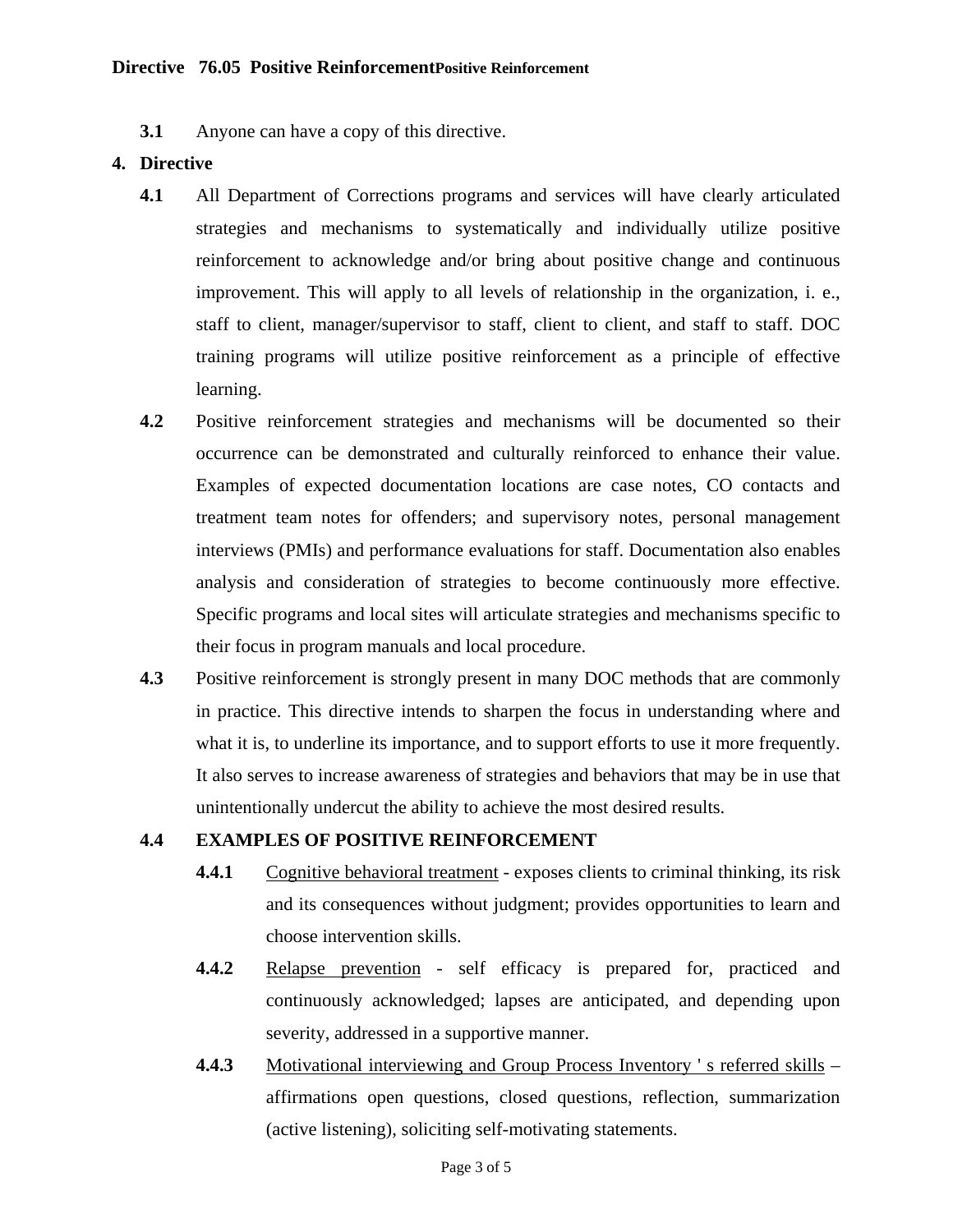**3.1** Anyone can have a copy of this directive.

## 4. Directive

**4.1** All Department of Corrections programs and services will have clearly articulated strategies and mechanisms to systematically and individually utilize positive reinforcement to acknowledge and/or bring about positive change and continuous improvement. This will apply to all levels of relationship in the organization, i. e., staff to client, manager/supervisor to staff, client to client, and staff to staff. DOC training programs will utilize positive reinforcement as a principle of effective learning.

**4.2** Positive reinforcement strategies and mechanisms will be documented so their occurrence can be demonstrated and culturally reinforced to enhance their value. Examples of expected documentation locations are case notes, CO contacts and treatment team notes for offenders; and supervisory notes, personal management interviews (PMIs) and performance evaluations for staff. Documentation also enables analysis and consideration of strategies to become continuously more effective. Specific programs and local sites will articulate strategies and mechanisms specific to their focus in program manuals and local procedure.

**4.3** Positive reinforcement is strongly present in many DOC methods that are commonly in practice. This directive intends to sharpen the focus in understanding where and what it is, to underline its importance, and to support efforts to use it more frequently. It also serves to increase awareness of strategies and behaviors that may be in use that unintentionally undercut the ability to achieve the most desired results.

**4.4 EXAMPLES OF POSITIVE REINFORCEMENT**

**4.4.1** <u>Cognitive behavioral treatment</u> - exposes clients to criminal thinking, its risk and its consequences without judgment; provides opportunities to learn and choose intervention skills.

**4.4.2** <u>Relapse prevention</u> - self efficacy is prepared for, practiced and continuously acknowledged; lapses are anticipated, and depending upon severity, addressed in a supportive manner.

**4.4.3** <u>Motivational interviewing and Group Process Inventory ' s referred skills</u> – affirmations open questions, closed questions, reflection, summarization (active listening), soliciting self-motivating statements.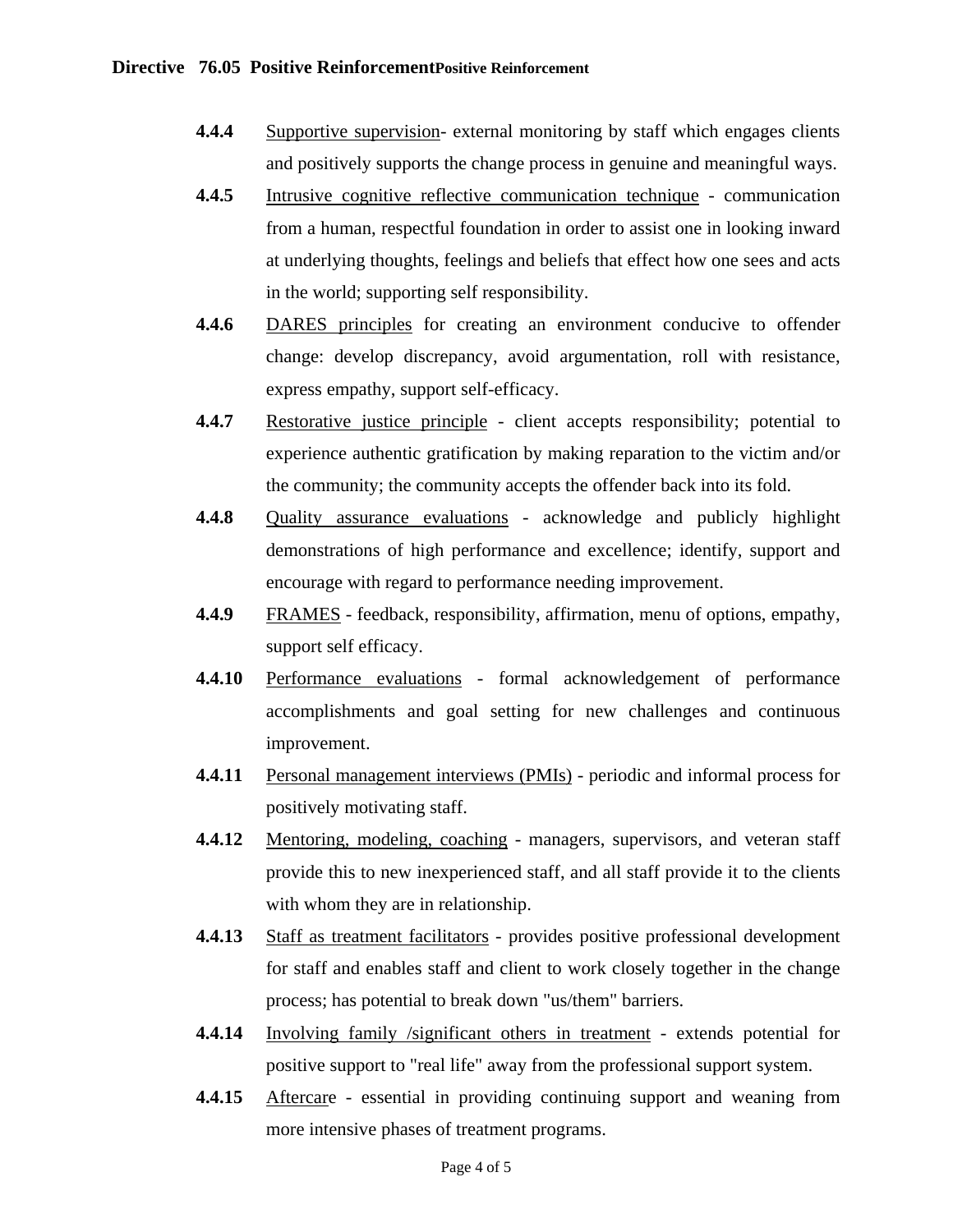**4.4.4** Supportive supervision- external monitoring by staff which engages clients and positively supports the change process in genuine and meaningful ways.

**4.4.5** Intrusive cognitive reflective communication technique - communication from a human, respectful foundation in order to assist one in looking inward at underlying thoughts, feelings and beliefs that effect how one sees and acts in the world; supporting self responsibility.

**4.4.6** DARES principles for creating an environment conducive to offender change: develop discrepancy, avoid argumentation, roll with resistance, express empathy, support self-efficacy.

**4.4.7** Restorative justice principle - client accepts responsibility; potential to experience authentic gratification by making reparation to the victim and/or the community; the community accepts the offender back into its fold.

**4.4.8** Quality assurance evaluations - acknowledge and publicly highlight demonstrations of high performance and excellence; identify, support and encourage with regard to performance needing improvement.

**4.4.9** FRAMES - feedback, responsibility, affirmation, menu of options, empathy, support self efficacy.

**4.4.10** Performance evaluations - formal acknowledgement of performance accomplishments and goal setting for new challenges and continuous improvement.

**4.4.11** Personal management interviews (PMIs) - periodic and informal process for positively motivating staff.

**4.4.12** Mentoring, modeling, coaching - managers, supervisors, and veteran staff provide this to new inexperienced staff, and all staff provide it to the clients with whom they are in relationship.

**4.4.13** Staff as treatment facilitators - provides positive professional development for staff and enables staff and client to work closely together in the change process; has potential to break down "us/them" barriers.

**4.4.14** Involving family /significant others in treatment - extends potential for positive support to "real life" away from the professional support system.

**4.4.15** Aftercare - essential in providing continuing support and weaning from more intensive phases of treatment programs.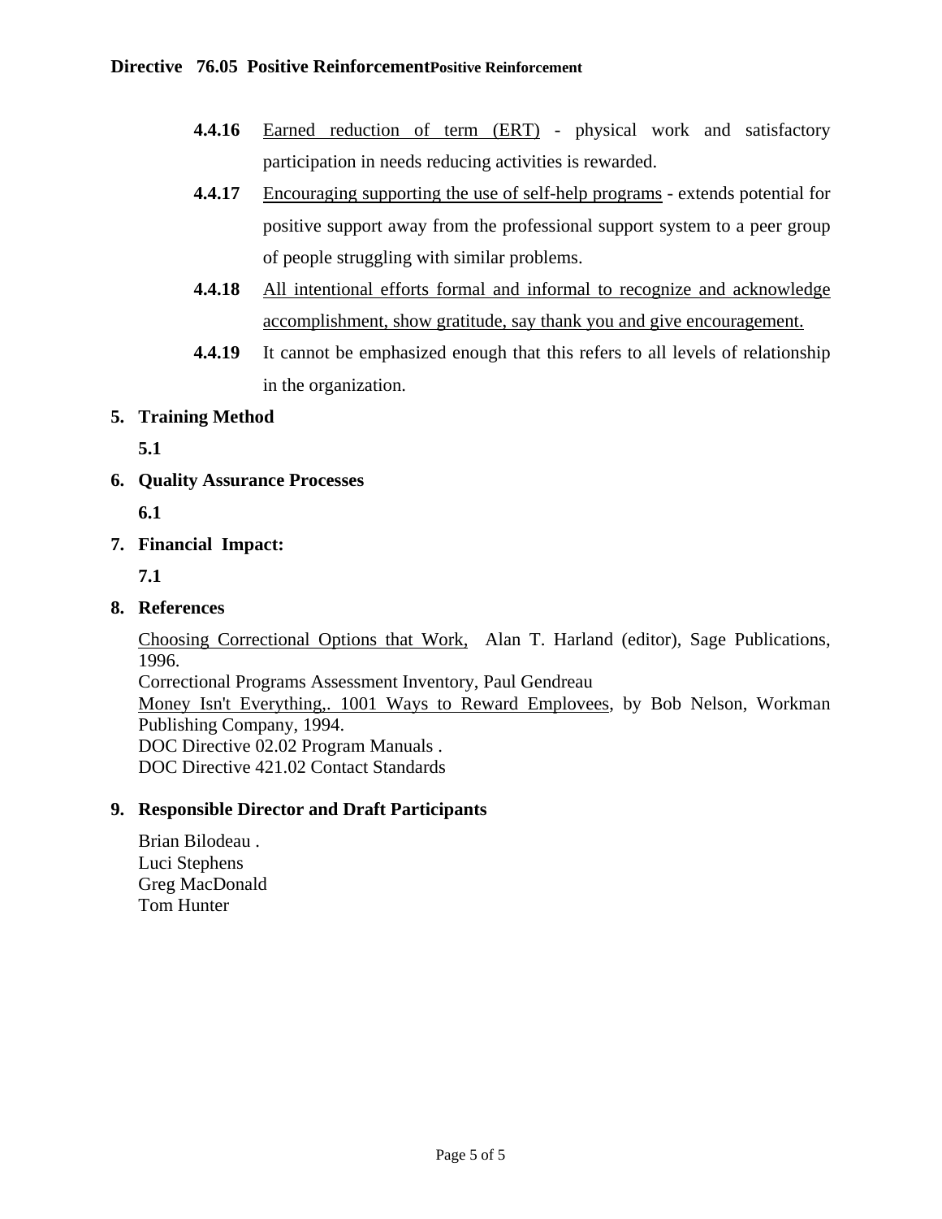**4.4.16** Earned reduction of term (ERT) - physical work and satisfactory participation in needs reducing activities is rewarded.

**4.4.17** Encouraging supporting the use of self-help programs - extends potential for positive support away from the professional support system to a peer group of people struggling with similar problems.

**4.4.18** All intentional efforts formal and informal to recognize and acknowledge accomplishment, show gratitude, say thank you and give encouragement.

**4.4.19** It cannot be emphasized enough that this refers to all levels of relationship in the organization.

## 5. Training Method

**5.1**

## 6. Quality Assurance Processes

**6.1**

## 7. Financial Impact:

**7.1**

## 8. References

Choosing Correctional Options that Work, Alan T. Harland (editor), Sage Publications, 1996.
Correctional Programs Assessment Inventory, Paul Gendreau
Money Isn't Everything,. 1001 Ways to Reward Emplovees, by Bob Nelson, Workman Publishing Company, 1994.
DOC Directive 02.02 Program Manuals .
DOC Directive 421.02 Contact Standards

## 9. Responsible Director and Draft Participants

Brian Bilodeau .
Luci Stephens
Greg MacDonald
Tom Hunter